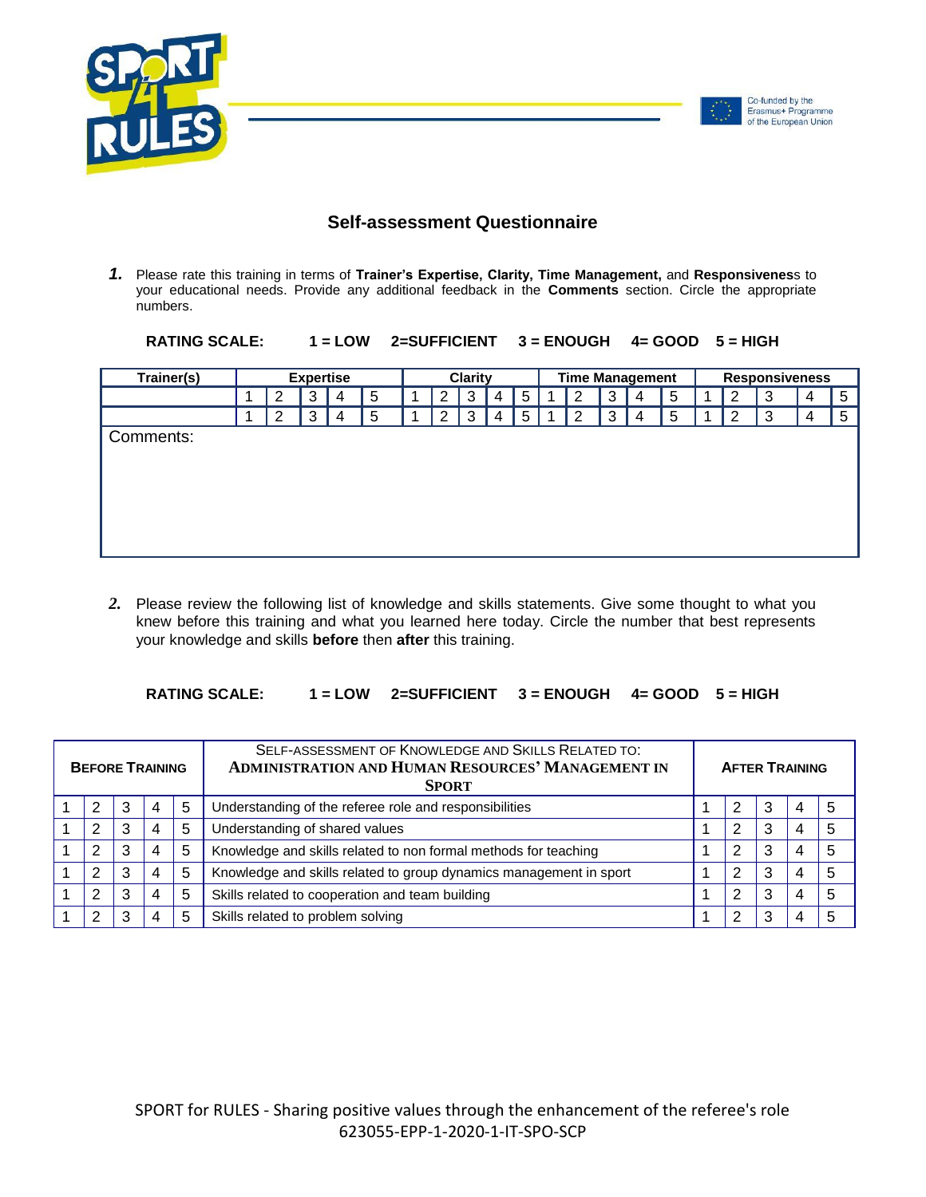## Self-assessment Questionnaire

***1.*** Please rate this training in terms of **Trainer's Expertise, Clarity, Time Management,** and **Responsivenes**s to your educational needs. Provide any additional feedback in the **Comments** section. Circle the appropriate numbers.

**RATING SCALE: 1 = LOW 2=SUFFICIENT 3 = ENOUGH 4= GOOD 5 = HIGH**

| Trainer(s) | Expertise | | | | | Clarity | | | | | Time Management | | | | | Responsiveness | | | | |
|---|---|---|---|---|---|---|---|---|---|---|---|---|---|---|---|---|---|---|---|---|
| | 1 | 2 | 3 | 4 | 5 | 1 | 2 | 3 | 4 | 5 | 1 | 2 | 3 | 4 | 5 | 1 | 2 | 3 | 4 | 5 |
| | 1 | 2 | 3 | 4 | 5 | 1 | 2 | 3 | 4 | 5 | 1 | 2 | 3 | 4 | 5 | 1 | 2 | 3 | 4 | 5 |
| Comments: | | | | | | | | | | | | | | | | | | | | |

***2.*** Please review the following list of knowledge and skills statements. Give some thought to what you knew before this training and what you learned here today. Circle the number that best represents your knowledge and skills **before** then **after** this training.

**RATING SCALE: 1 = LOW 2=SUFFICIENT 3 = ENOUGH 4= GOOD 5 = HIGH**

| Before Training | | | | | Self-assessment of Knowledge and Skills Related to: **Administration and Human Resources' Management in Sport** | After Training | | | | |
|---|---|---|---|---|---|---|---|---|---|---|
| 1 | 2 | 3 | 4 | 5 | Understanding of the referee role and responsibilities | 1 | 2 | 3 | 4 | 5 |
| 1 | 2 | 3 | 4 | 5 | Understanding of shared values | 1 | 2 | 3 | 4 | 5 |
| 1 | 2 | 3 | 4 | 5 | Knowledge and skills related to non formal methods for teaching | 1 | 2 | 3 | 4 | 5 |
| 1 | 2 | 3 | 4 | 5 | Knowledge and skills related to group dynamics management in sport | 1 | 2 | 3 | 4 | 5 |
| 1 | 2 | 3 | 4 | 5 | Skills related to cooperation and team building | 1 | 2 | 3 | 4 | 5 |
| 1 | 2 | 3 | 4 | 5 | Skills related to problem solving | 1 | 2 | 3 | 4 | 5 |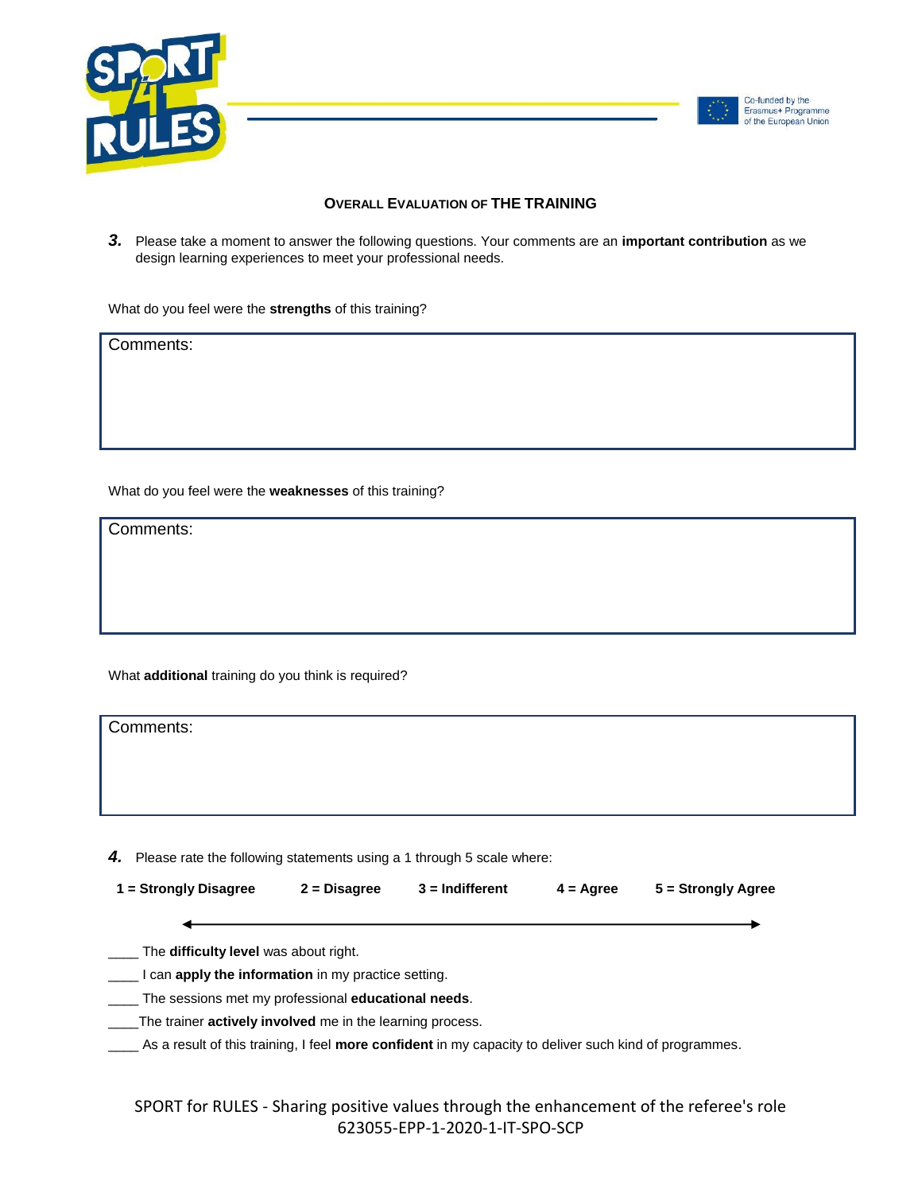## OVERALL EVALUATION OF THE TRAINING

***3.*** Please take a moment to answer the following questions. Your comments are an **important contribution** as we design learning experiences to meet your professional needs.

What do you feel were the **strengths** of this training?

Comments:

What do you feel were the **weaknesses** of this training?

Comments:

What **additional** training do you think is required?

Comments:

***4.*** Please rate the following statements using a 1 through 5 scale where:

**1 = Strongly Disagree** **2 = Disagree** **3 = Indifferent** **4 = Agree** **5 = Strongly Agree**

____ The **difficulty level** was about right.

____ I can **apply the information** in my practice setting.

____ The sessions met my professional **educational needs**.

____The trainer **actively involved** me in the learning process.

____ As a result of this training, I feel **more confident** in my capacity to deliver such kind of programmes.